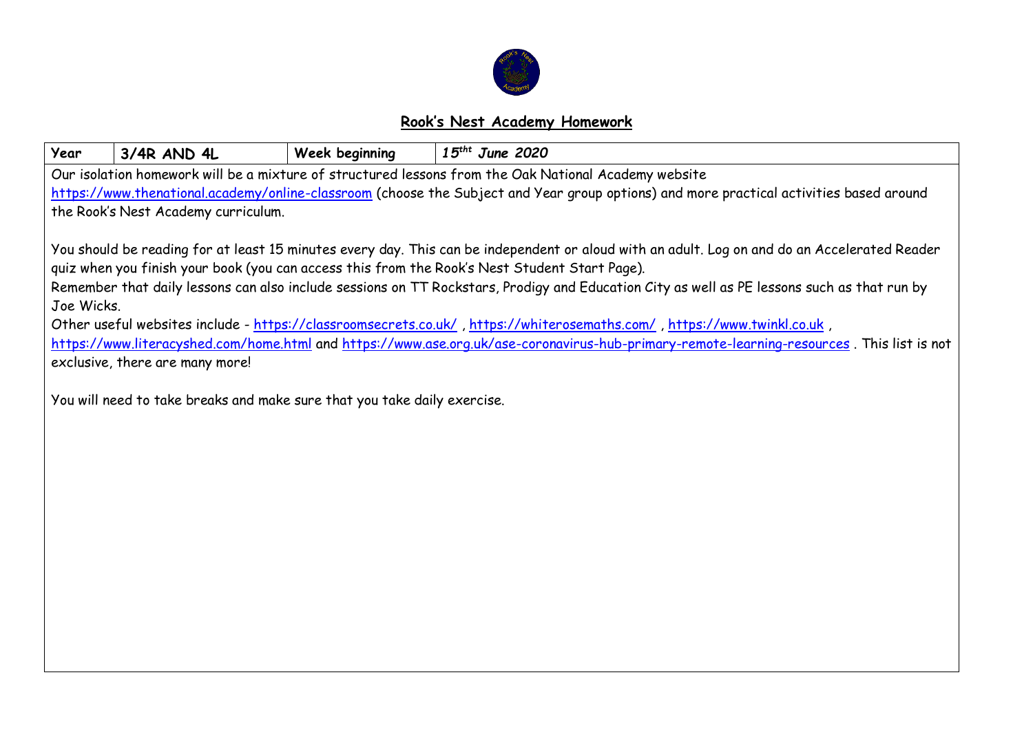## Rook's Nest Academy Homework

| Year | 3/4R AND 4L | Week beginning | *15$^{tht}$ June 2020* |
|---|---|---|---|

Our isolation homework will be a mixture of structured lessons from the Oak National Academy website https://www.thenational.academy/online-classroom (choose the Subject and Year group options) and more practical activities based around the Rook's Nest Academy curriculum.

You should be reading for at least 15 minutes every day. This can be independent or aloud with an adult. Log on and do an Accelerated Reader quiz when you finish your book (you can access this from the Rook's Nest Student Start Page).

Remember that daily lessons can also include sessions on TT Rockstars, Prodigy and Education City as well as PE lessons such as that run by Joe Wicks.

Other useful websites include - https://classroomsecrets.co.uk/ , https://whiterosemaths.com/ , https://www.twinkl.co.uk , https://www.literacyshed.com/home.html and https://www.ase.org.uk/ase-coronavirus-hub-primary-remote-learning-resources . This list is not exclusive, there are many more!

You will need to take breaks and make sure that you take daily exercise.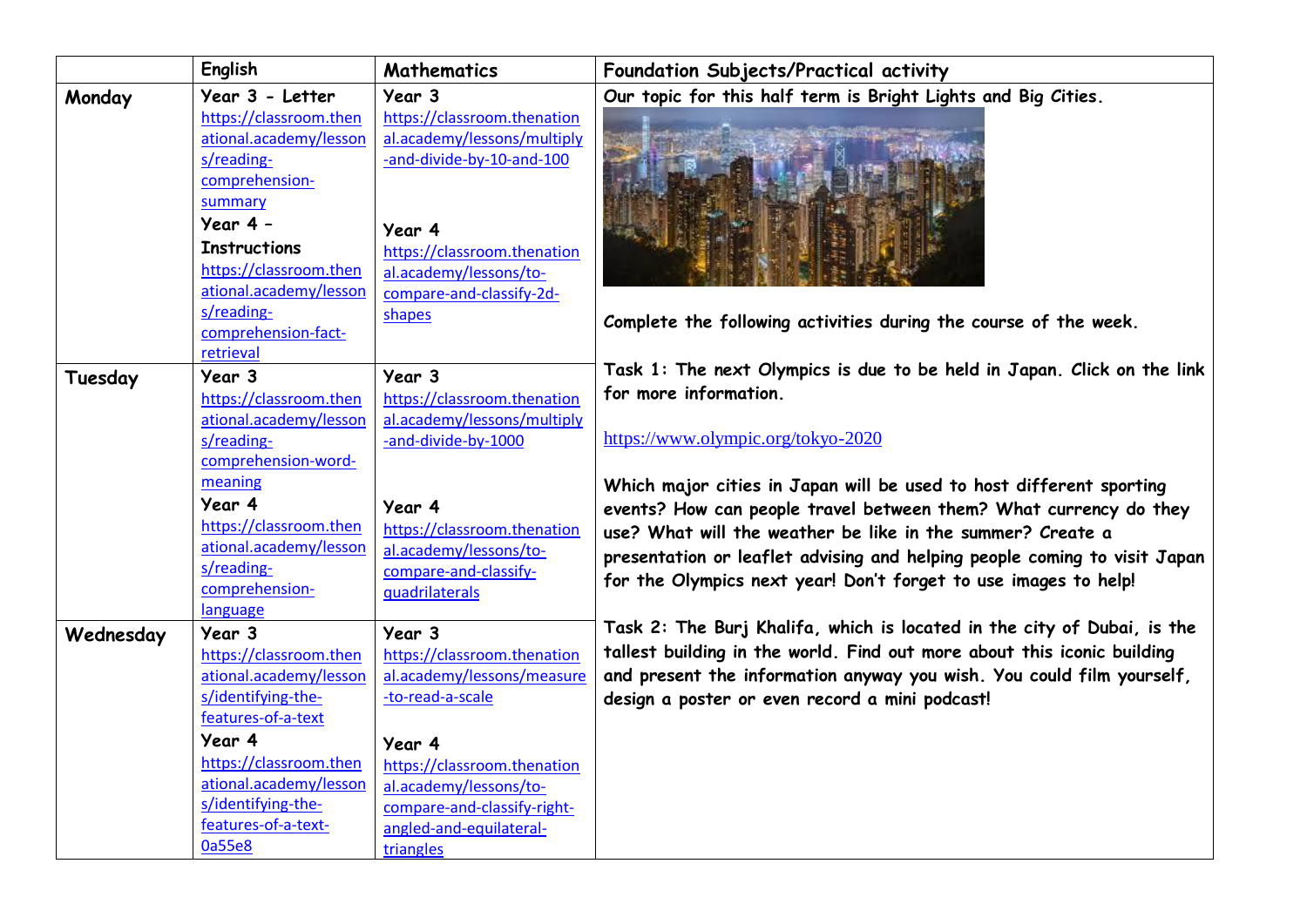| | English | Mathematics | Foundation Subjects/Practical activity |
|---|---|---|---|
| **Monday** | **Year 3 - Letter** https://classroom.thenational.academy/lessons/reading-comprehension-summary **Year 4 – Instructions** https://classroom.thenational.academy/lessons/reading-comprehension-fact-retrieval | **Year 3** https://classroom.thenational.academy/lessons/multiply-and-divide-by-10-and-100 **Year 4** https://classroom.thenational.academy/lessons/to-compare-and-classify-2d-shapes | **Our topic for this half term is Bright Lights and Big Cities.** **Complete the following activities during the course of the week.** |
| **Tuesday** | **Year 3** https://classroom.thenational.academy/lessons/reading-comprehension-word-meaning **Year 4** https://classroom.thenational.academy/lessons/reading-comprehension-language | **Year 3** https://classroom.thenational.academy/lessons/multiply-and-divide-by-1000 **Year 4** https://classroom.thenational.academy/lessons/to-compare-and-classify-quadrilaterals | **Task 1: The next Olympics is due to be held in Japan. Click on the link for more information.** https://www.olympic.org/tokyo-2020 **Which major cities in Japan will be used to host different sporting events? How can people travel between them? What currency do they use? What will the weather be like in the summer? Create a presentation or leaflet advising and helping people coming to visit Japan for the Olympics next year! Don't forget to use images to help!** |
| **Wednesday** | **Year 3** https://classroom.thenational.academy/lessons/identifying-the-features-of-a-text **Year 4** https://classroom.thenational.academy/lessons/identifying-the-features-of-a-text-0a55e8 | **Year 3** https://classroom.thenational.academy/lessons/measure-to-read-a-scale **Year 4** https://classroom.thenational.academy/lessons/to-compare-and-classify-right-angled-and-equilateral-triangles | **Task 2: The Burj Khalifa, which is located in the city of Dubai, is the tallest building in the world. Find out more about this iconic building and present the information anyway you wish. You could film yourself, design a poster or even record a mini podcast!** |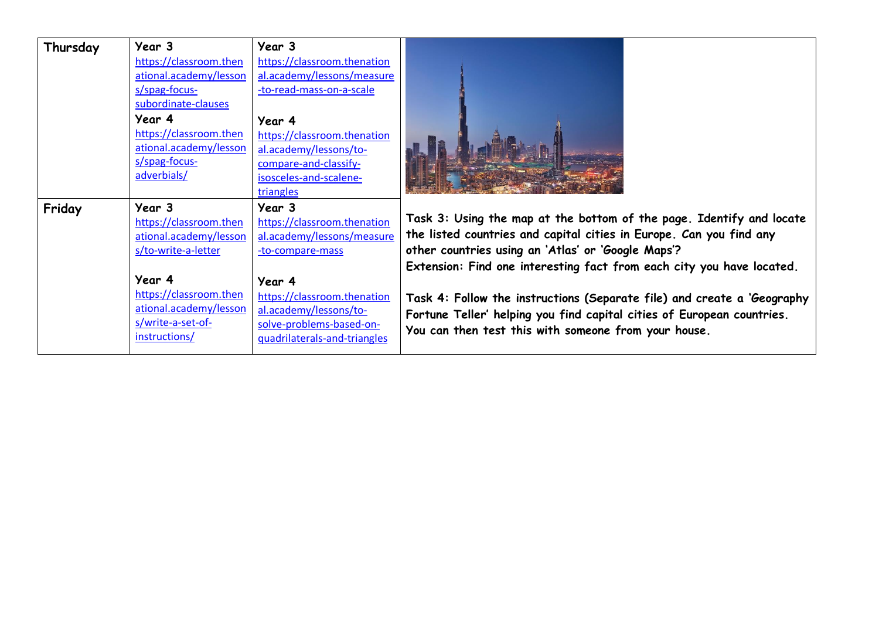| Thursday | Year 3<br>https://classroom.thenational.academy/lessons/spag-focus-subordinate-clauses<br>Year 4<br>https://classroom.thenational.academy/lessons/spag-focus-adverbials/ | Year 3<br>https://classroom.thenational.academy/lessons/measure-to-read-mass-on-a-scale<br><br>Year 4<br>https://classroom.thenational.academy/lessons/to-compare-and-classify-isosceles-and-scalene-triangles | |
|---|---|---|---|
| Friday | Year 3<br>https://classroom.thenational.academy/lessons/to-write-a-letter<br><br>Year 4<br>https://classroom.thenational.academy/lessons/write-a-set-of-instructions/ | Year 3<br>https://classroom.thenational.academy/lessons/measure-to-compare-mass<br><br>Year 4<br>https://classroom.thenational.academy/lessons/to-solve-problems-based-on-quadrilaterals-and-triangles | **Task 3: Using the map at the bottom of the page. Identify and locate the listed countries and capital cities in Europe. Can you find any other countries using an 'Atlas' or 'Google Maps'?**<br>**Extension: Find one interesting fact from each city you have located.**<br><br>**Task 4: Follow the instructions (Separate file) and create a 'Geography Fortune Teller' helping you find capital cities of European countries. You can then test this with someone from your house.** |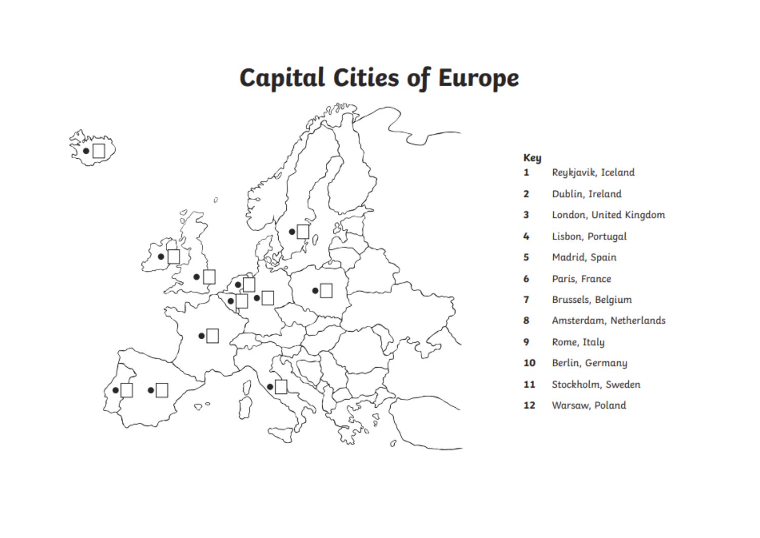# Capital Cities of Europe

**Key**

**1** Reykjavik, Iceland

**2** Dublin, Ireland

**3** London, United Kingdom

**4** Lisbon, Portugal

**5** Madrid, Spain

**6** Paris, France

**7** Brussels, Belgium

**8** Amsterdam, Netherlands

**9** Rome, Italy

**10** Berlin, Germany

**11** Stockholm, Sweden

**12** Warsaw, Poland